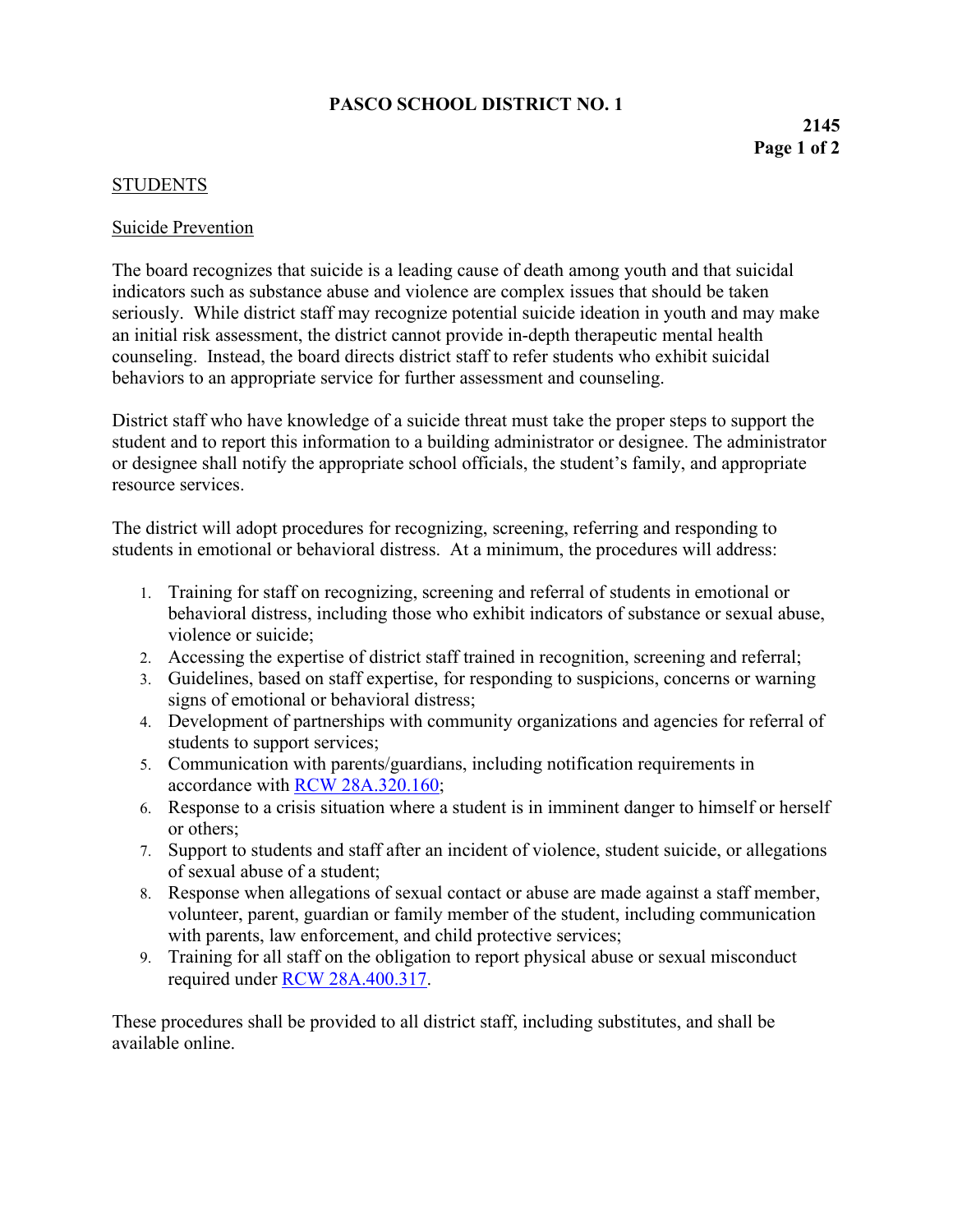# PASCO SCHOOL DISTRICT NO. 1

**2145**

## STUDENTS

### Suicide Prevention

The board recognizes that suicide is a leading cause of death among youth and that suicidal indicators such as substance abuse and violence are complex issues that should be taken seriously. While district staff may recognize potential suicide ideation in youth and may make an initial risk assessment, the district cannot provide in-depth therapeutic mental health counseling. Instead, the board directs district staff to refer students who exhibit suicidal behaviors to an appropriate service for further assessment and counseling.

District staff who have knowledge of a suicide threat must take the proper steps to support the student and to report this information to a building administrator or designee. The administrator or designee shall notify the appropriate school officials, the student's family, and appropriate resource services.

The district will adopt procedures for recognizing, screening, referring and responding to students in emotional or behavioral distress. At a minimum, the procedures will address:

1. Training for staff on recognizing, screening and referral of students in emotional or behavioral distress, including those who exhibit indicators of substance or sexual abuse, violence or suicide;
2. Accessing the expertise of district staff trained in recognition, screening and referral;
3. Guidelines, based on staff expertise, for responding to suspicions, concerns or warning signs of emotional or behavioral distress;
4. Development of partnerships with community organizations and agencies for referral of students to support services;
5. Communication with parents/guardians, including notification requirements in accordance with RCW 28A.320.160;
6. Response to a crisis situation where a student is in imminent danger to himself or herself or others;
7. Support to students and staff after an incident of violence, student suicide, or allegations of sexual abuse of a student;
8. Response when allegations of sexual contact or abuse are made against a staff member, volunteer, parent, guardian or family member of the student, including communication with parents, law enforcement, and child protective services;
9. Training for all staff on the obligation to report physical abuse or sexual misconduct required under RCW 28A.400.317.

These procedures shall be provided to all district staff, including substitutes, and shall be available online.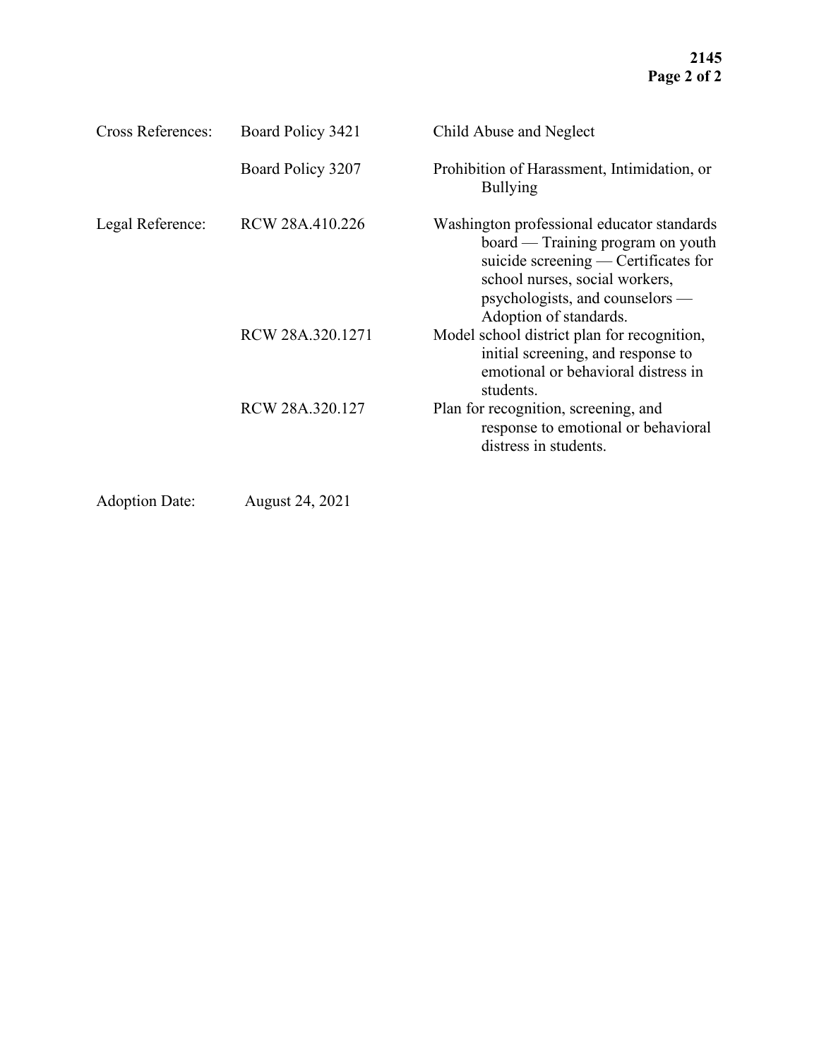| | | |
|---|---|---|
| Cross References: | Board Policy 3421 | Child Abuse and Neglect |
| | Board Policy 3207 | Prohibition of Harassment, Intimidation, or Bullying |
| Legal Reference: | RCW 28A.410.226 | Washington professional educator standards board — Training program on youth suicide screening — Certificates for school nurses, social workers, psychologists, and counselors — Adoption of standards. |
| | RCW 28A.320.1271 | Model school district plan for recognition, initial screening, and response to emotional or behavioral distress in students. |
| | RCW 28A.320.127 | Plan for recognition, screening, and response to emotional or behavioral distress in students. |

Adoption Date: August 24, 2021